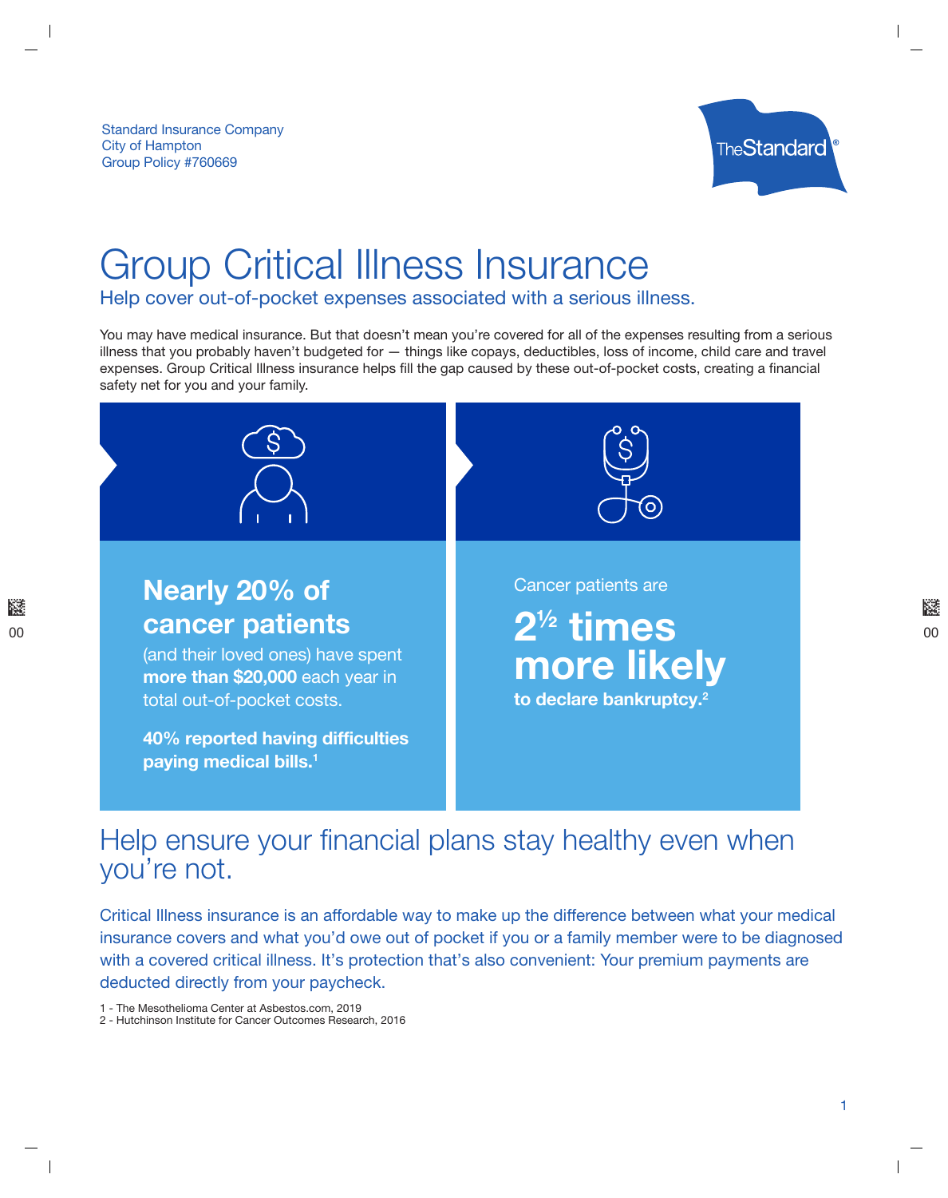Standard Insurance Company
City of Hampton
Group Policy #760669

# Group Critical Illness Insurance

## Help cover out-of-pocket expenses associated with a serious illness.

You may have medical insurance. But that doesn't mean you're covered for all of the expenses resulting from a serious illness that you probably haven't budgeted for — things like copays, deductibles, loss of income, child care and travel expenses. Group Critical Illness insurance helps fill the gap caused by these out-of-pocket costs, creating a financial safety net for you and your family.

**Nearly 20% of cancer patients**

(and their loved ones) have spent **more than $20,000** each year in total out-of-pocket costs.

**40% reported having difficulties paying medical bills.**[1]

Cancer patients are

**2½ times more likely**

**to declare bankruptcy.**[2]

## Help ensure your financial plans stay healthy even when you're not.

Critical Illness insurance is an affordable way to make up the difference between what your medical insurance covers and what you'd owe out of pocket if you or a family member were to be diagnosed with a covered critical illness. It's protection that's also convenient: Your premium payments are deducted directly from your paycheck.

1 - The Mesothelioma Center at Asbestos.com, 2019
2 - Hutchinson Institute for Cancer Outcomes Research, 2016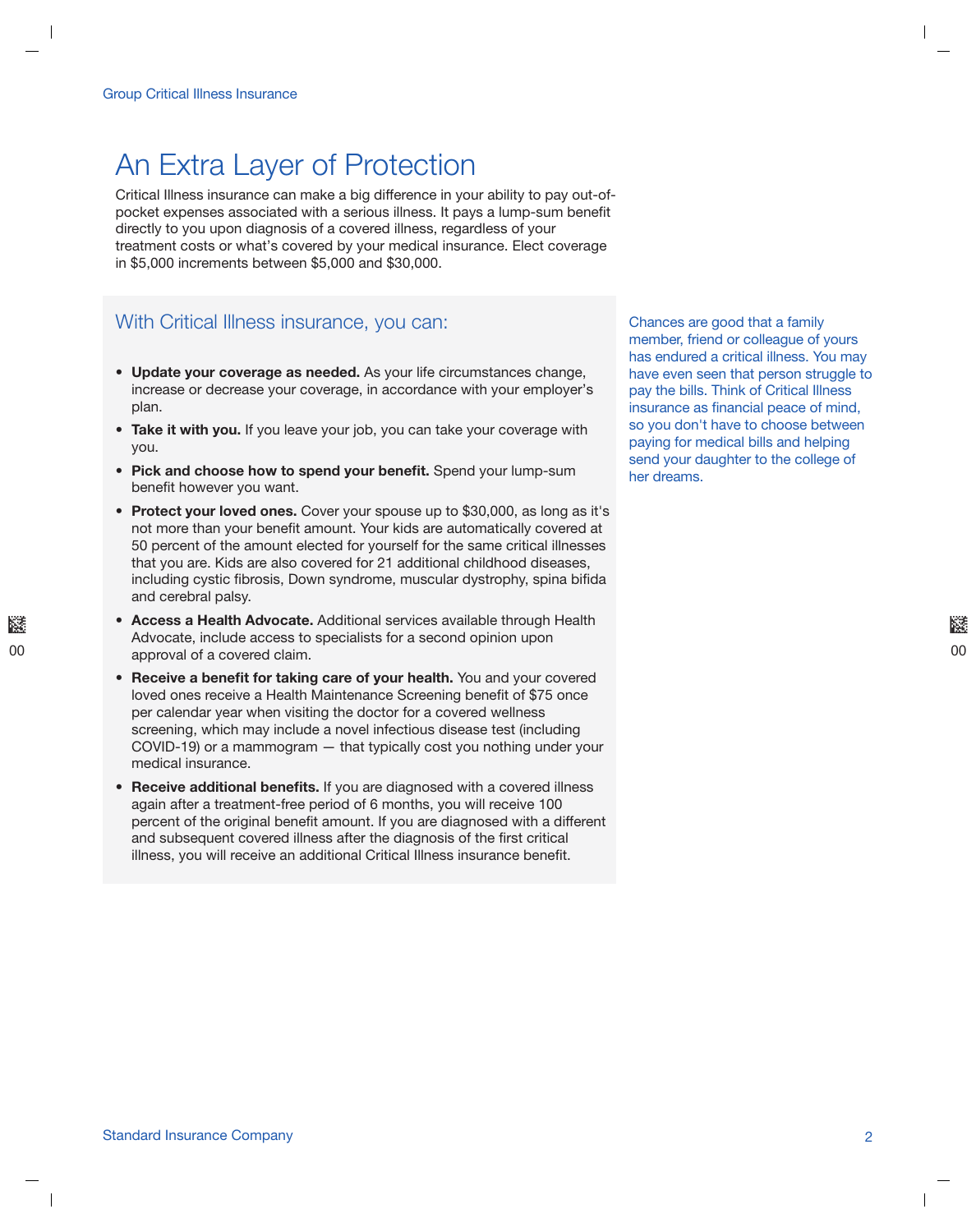# An Extra Layer of Protection

Critical Illness insurance can make a big difference in your ability to pay out-of-pocket expenses associated with a serious illness. It pays a lump-sum benefit directly to you upon diagnosis of a covered illness, regardless of your treatment costs or what's covered by your medical insurance. Elect coverage in $5,000 increments between $5,000 and $30,000.

## With Critical Illness insurance, you can:

- **Update your coverage as needed.** As your life circumstances change, increase or decrease your coverage, in accordance with your employer's plan.
- **Take it with you.** If you leave your job, you can take your coverage with you.
- **Pick and choose how to spend your benefit.** Spend your lump-sum benefit however you want.
- **Protect your loved ones.** Cover your spouse up to $30,000, as long as it's not more than your benefit amount. Your kids are automatically covered at 50 percent of the amount elected for yourself for the same critical illnesses that you are. Kids are also covered for 21 additional childhood diseases, including cystic fibrosis, Down syndrome, muscular dystrophy, spina bifida and cerebral palsy.
- **Access a Health Advocate.** Additional services available through Health Advocate, include access to specialists for a second opinion upon approval of a covered claim.
- **Receive a benefit for taking care of your health.** You and your covered loved ones receive a Health Maintenance Screening benefit of $75 once per calendar year when visiting the doctor for a covered wellness screening, which may include a novel infectious disease test (including COVID-19) or a mammogram — that typically cost you nothing under your medical insurance.
- **Receive additional benefits.** If you are diagnosed with a covered illness again after a treatment-free period of 6 months, you will receive 100 percent of the original benefit amount. If you are diagnosed with a different and subsequent covered illness after the diagnosis of the first critical illness, you will receive an additional Critical Illness insurance benefit.

Chances are good that a family member, friend or colleague of yours has endured a critical illness. You may have even seen that person struggle to pay the bills. Think of Critical Illness insurance as financial peace of mind, so you don't have to choose between paying for medical bills and helping send your daughter to the college of her dreams.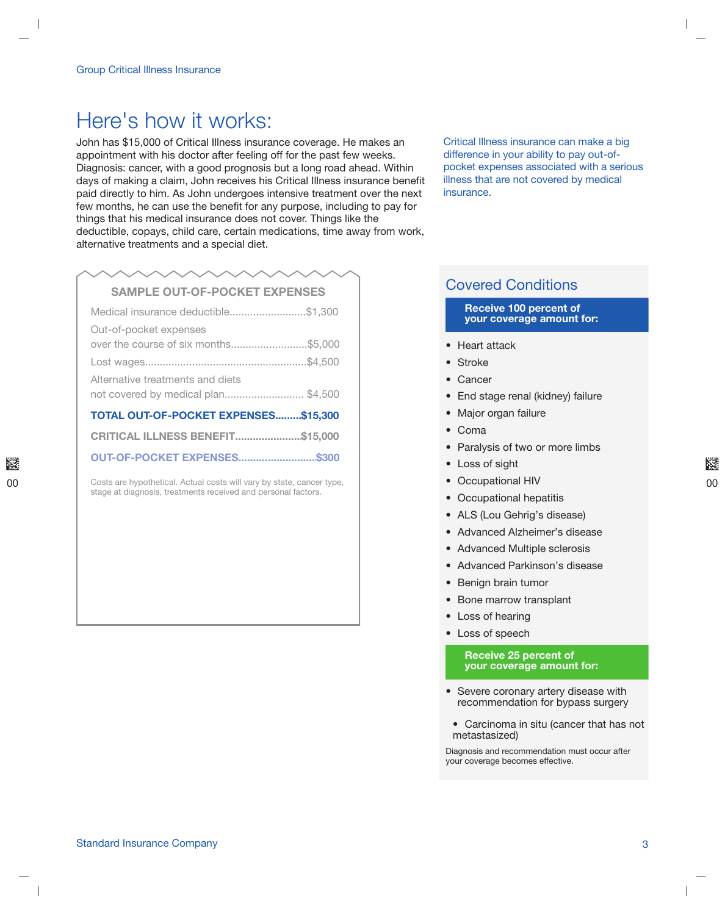# Here's how it works:

John has $15,000 of Critical Illness insurance coverage. He makes an appointment with his doctor after feeling off for the past few weeks. Diagnosis: cancer, with a good prognosis but a long road ahead. Within days of making a claim, John receives his Critical Illness insurance benefit paid directly to him. As John undergoes intensive treatment over the next few months, he can use the benefit for any purpose, including to pay for things that his medical insurance does not cover. Things like the deductible, copays, child care, certain medications, time away from work, alternative treatments and a special diet.

Critical Illness insurance can make a big difference in your ability to pay out-of-pocket expenses associated with a serious illness that are not covered by medical insurance.

## SAMPLE OUT-OF-POCKET EXPENSES

| Expense | Amount |
|---|---|
| Medical insurance deductible | $1,300 |
| Out-of-pocket expenses over the course of six months | $5,000 |
| Lost wages | $4,500 |
| Alternative treatments and diets not covered by medical plan | $4,500 |
| **TOTAL OUT-OF-POCKET EXPENSES** | **$15,300** |
| **CRITICAL ILLNESS BENEFIT** | **$15,000** |
| **OUT-OF-POCKET EXPENSES** | **$300** |

Costs are hypothetical. Actual costs will vary by state, cancer type, stage at diagnosis, treatments received and personal factors.

## Covered Conditions

**Receive 100 percent of your coverage amount for:**

- Heart attack
- Stroke
- Cancer
- End stage renal (kidney) failure
- Major organ failure
- Coma
- Paralysis of two or more limbs
- Loss of sight
- Occupational HIV
- Occupational hepatitis
- ALS (Lou Gehrig's disease)
- Advanced Alzheimer's disease
- Advanced Multiple sclerosis
- Advanced Parkinson's disease
- Benign brain tumor
- Bone marrow transplant
- Loss of hearing
- Loss of speech

**Receive 25 percent of your coverage amount for:**

- Severe coronary artery disease with recommendation for bypass surgery
- Carcinoma in situ (cancer that has not metastasized)

Diagnosis and recommendation must occur after your coverage becomes effective.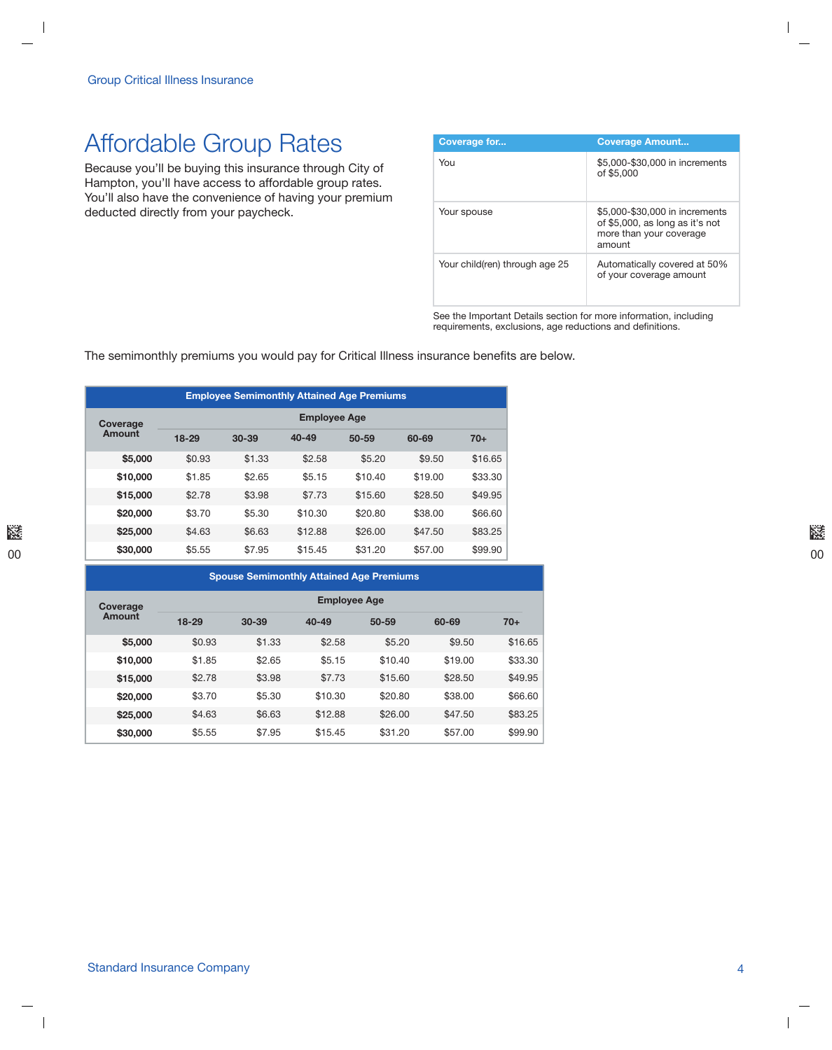# Affordable Group Rates

Because you'll be buying this insurance through City of Hampton, you'll have access to affordable group rates. You'll also have the convenience of having your premium deducted directly from your paycheck.

| Coverage for... | Coverage Amount... |
|---|---|
| You | $5,000-$30,000 in increments of $5,000 |
| Your spouse | $5,000-$30,000 in increments of $5,000, as long as it's not more than your coverage amount |
| Your child(ren) through age 25 | Automatically covered at 50% of your coverage amount |

See the Important Details section for more information, including requirements, exclusions, age reductions and definitions.

The semimonthly premiums you would pay for Critical Illness insurance benefits are below.

**Employee Semimonthly Attained Age Premiums**

| Coverage Amount | Employee Age | | | | | |
|---|---|---|---|---|---|---|
| | 18-29 | 30-39 | 40-49 | 50-59 | 60-69 | 70+ |
| **$5,000** | $0.93 | $1.33 | $2.58 | $5.20 | $9.50 | $16.65 |
| **$10,000** | $1.85 | $2.65 | $5.15 | $10.40 | $19.00 | $33.30 |
| **$15,000** | $2.78 | $3.98 | $7.73 | $15.60 | $28.50 | $49.95 |
| **$20,000** | $3.70 | $5.30 | $10.30 | $20.80 | $38.00 | $66.60 |
| **$25,000** | $4.63 | $6.63 | $12.88 | $26.00 | $47.50 | $83.25 |
| **$30,000** | $5.55 | $7.95 | $15.45 | $31.20 | $57.00 | $99.90 |

**Spouse Semimonthly Attained Age Premiums**

| Coverage Amount | Employee Age | | | | | |
|---|---|---|---|---|---|---|
| | 18-29 | 30-39 | 40-49 | 50-59 | 60-69 | 70+ |
| **$5,000** | $0.93 | $1.33 | $2.58 | $5.20 | $9.50 | $16.65 |
| **$10,000** | $1.85 | $2.65 | $5.15 | $10.40 | $19.00 | $33.30 |
| **$15,000** | $2.78 | $3.98 | $7.73 | $15.60 | $28.50 | $49.95 |
| **$20,000** | $3.70 | $5.30 | $10.30 | $20.80 | $38.00 | $66.60 |
| **$25,000** | $4.63 | $6.63 | $12.88 | $26.00 | $47.50 | $83.25 |
| **$30,000** | $5.55 | $7.95 | $15.45 | $31.20 | $57.00 | $99.90 |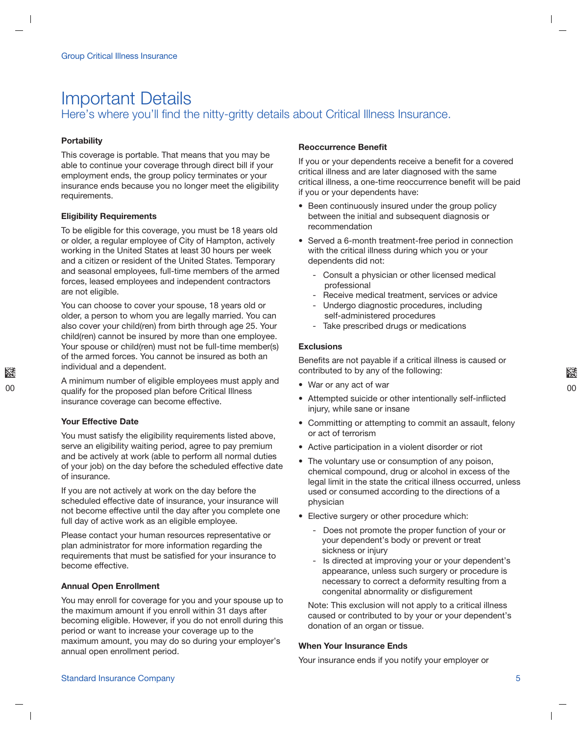# Important Details

## Here's where you'll find the nitty-gritty details about Critical Illness Insurance.

**Portability**

This coverage is portable. That means that you may be able to continue your coverage through direct bill if your employment ends, the group policy terminates or your insurance ends because you no longer meet the eligibility requirements.

**Eligibility Requirements**

To be eligible for this coverage, you must be 18 years old or older, a regular employee of City of Hampton, actively working in the United States at least 30 hours per week and a citizen or resident of the United States. Temporary and seasonal employees, full-time members of the armed forces, leased employees and independent contractors are not eligible.

You can choose to cover your spouse, 18 years old or older, a person to whom you are legally married. You can also cover your child(ren) from birth through age 25. Your child(ren) cannot be insured by more than one employee. Your spouse or child(ren) must not be full-time member(s) of the armed forces. You cannot be insured as both an individual and a dependent.

A minimum number of eligible employees must apply and qualify for the proposed plan before Critical Illness insurance coverage can become effective.

**Your Effective Date**

You must satisfy the eligibility requirements listed above, serve an eligibility waiting period, agree to pay premium and be actively at work (able to perform all normal duties of your job) on the day before the scheduled effective date of insurance.

If you are not actively at work on the day before the scheduled effective date of insurance, your insurance will not become effective until the day after you complete one full day of active work as an eligible employee.

Please contact your human resources representative or plan administrator for more information regarding the requirements that must be satisfied for your insurance to become effective.

**Annual Open Enrollment**

You may enroll for coverage for you and your spouse up to the maximum amount if you enroll within 31 days after becoming eligible. However, if you do not enroll during this period or want to increase your coverage up to the maximum amount, you may do so during your employer's annual open enrollment period.

**Reoccurrence Benefit**

If you or your dependents receive a benefit for a covered critical illness and are later diagnosed with the same critical illness, a one-time reoccurrence benefit will be paid if you or your dependents have:

- Been continuously insured under the group policy between the initial and subsequent diagnosis or recommendation
- Served a 6-month treatment-free period in connection with the critical illness during which you or your dependents did not:
  - Consult a physician or other licensed medical professional
  - Receive medical treatment, services or advice
  - Undergo diagnostic procedures, including self-administered procedures
  - Take prescribed drugs or medications

**Exclusions**

Benefits are not payable if a critical illness is caused or contributed to by any of the following:

- War or any act of war
- Attempted suicide or other intentionally self-inflicted injury, while sane or insane
- Committing or attempting to commit an assault, felony or act of terrorism
- Active participation in a violent disorder or riot
- The voluntary use or consumption of any poison, chemical compound, drug or alcohol in excess of the legal limit in the state the critical illness occurred, unless used or consumed according to the directions of a physician
- Elective surgery or other procedure which:
  - Does not promote the proper function of your or your dependent's body or prevent or treat sickness or injury
  - Is directed at improving your or your dependent's appearance, unless such surgery or procedure is necessary to correct a deformity resulting from a congenital abnormality or disfigurement

  Note: This exclusion will not apply to a critical illness caused or contributed to by your or your dependent's donation of an organ or tissue.

**When Your Insurance Ends**

Your insurance ends if you notify your employer or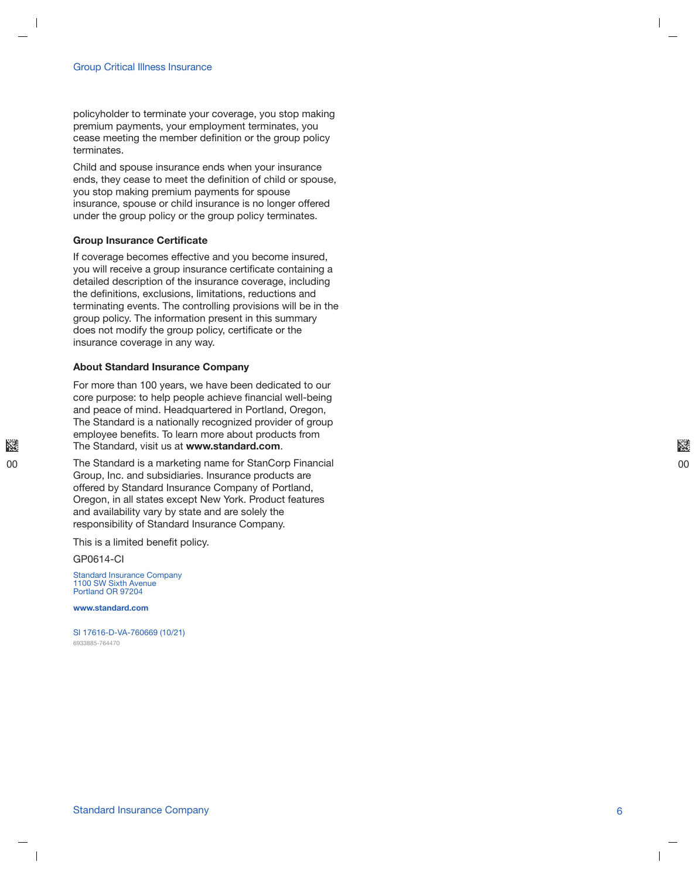policyholder to terminate your coverage, you stop making premium payments, your employment terminates, you cease meeting the member definition or the group policy terminates.

Child and spouse insurance ends when your insurance ends, they cease to meet the definition of child or spouse, you stop making premium payments for spouse insurance, spouse or child insurance is no longer offered under the group policy or the group policy terminates.

### Group Insurance Certificate

If coverage becomes effective and you become insured, you will receive a group insurance certificate containing a detailed description of the insurance coverage, including the definitions, exclusions, limitations, reductions and terminating events. The controlling provisions will be in the group policy. The information present in this summary does not modify the group policy, certificate or the insurance coverage in any way.

### About Standard Insurance Company

For more than 100 years, we have been dedicated to our core purpose: to help people achieve financial well-being and peace of mind. Headquartered in Portland, Oregon, The Standard is a nationally recognized provider of group employee benefits. To learn more about products from The Standard, visit us at **www.standard.com**.

The Standard is a marketing name for StanCorp Financial Group, Inc. and subsidiaries. Insurance products are offered by Standard Insurance Company of Portland, Oregon, in all states except New York. Product features and availability vary by state and are solely the responsibility of Standard Insurance Company.

This is a limited benefit policy.

GP0614-CI

Standard Insurance Company
1100 SW Sixth Avenue
Portland OR 97204

**www.standard.com**

SI 17616-D-VA-760669 (10/21)
6933885-764470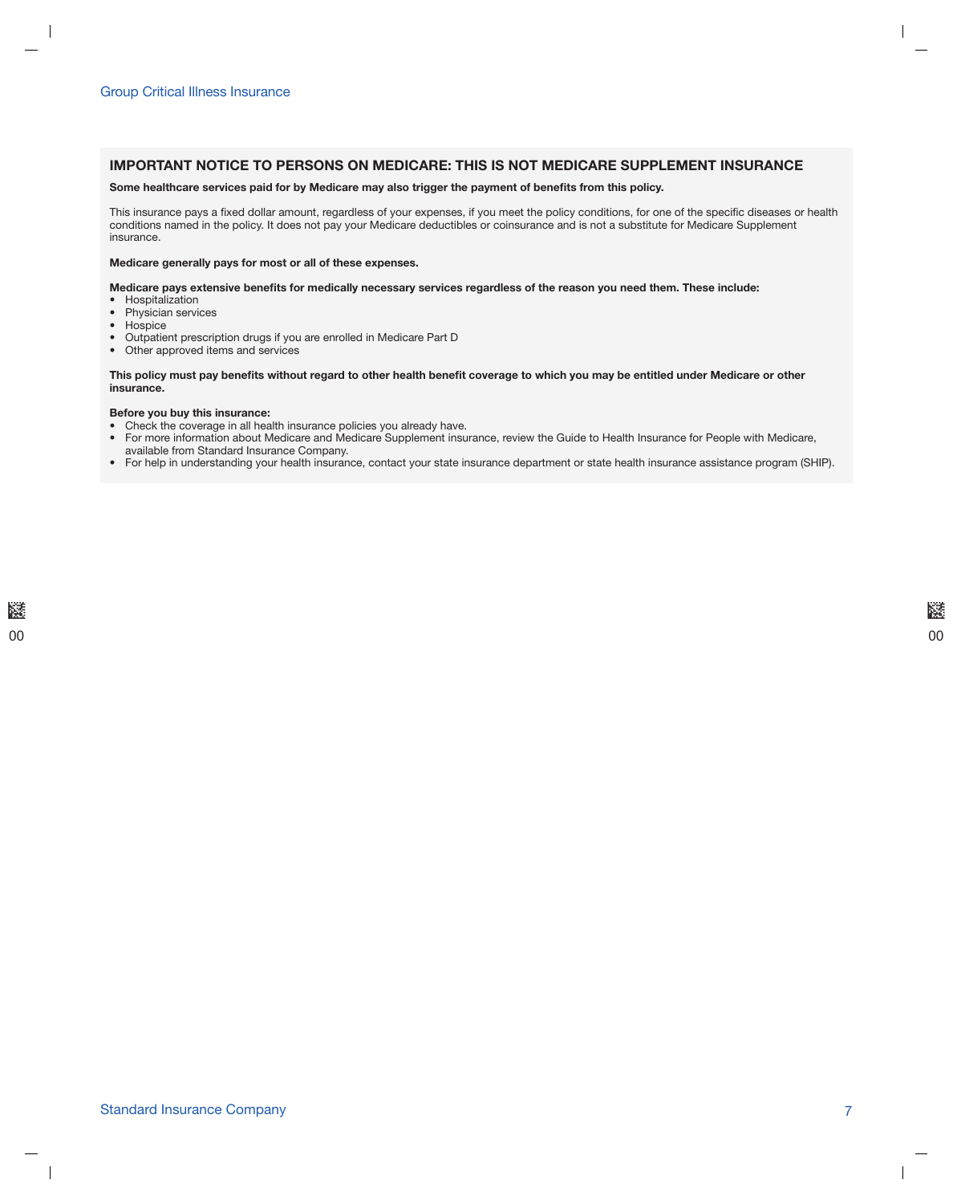## IMPORTANT NOTICE TO PERSONS ON MEDICARE: THIS IS NOT MEDICARE SUPPLEMENT INSURANCE

**Some healthcare services paid for by Medicare may also trigger the payment of benefits from this policy.**

This insurance pays a fixed dollar amount, regardless of your expenses, if you meet the policy conditions, for one of the specific diseases or health conditions named in the policy. It does not pay your Medicare deductibles or coinsurance and is not a substitute for Medicare Supplement insurance.

**Medicare generally pays for most or all of these expenses.**

**Medicare pays extensive benefits for medically necessary services regardless of the reason you need them. These include:**

- Hospitalization
- Physician services
- Hospice
- Outpatient prescription drugs if you are enrolled in Medicare Part D
- Other approved items and services

**This policy must pay benefits without regard to other health benefit coverage to which you may be entitled under Medicare or other insurance.**

**Before you buy this insurance:**

- Check the coverage in all health insurance policies you already have.
- For more information about Medicare and Medicare Supplement insurance, review the Guide to Health Insurance for People with Medicare, available from Standard Insurance Company.
- For help in understanding your health insurance, contact your state insurance department or state health insurance assistance program (SHIP).